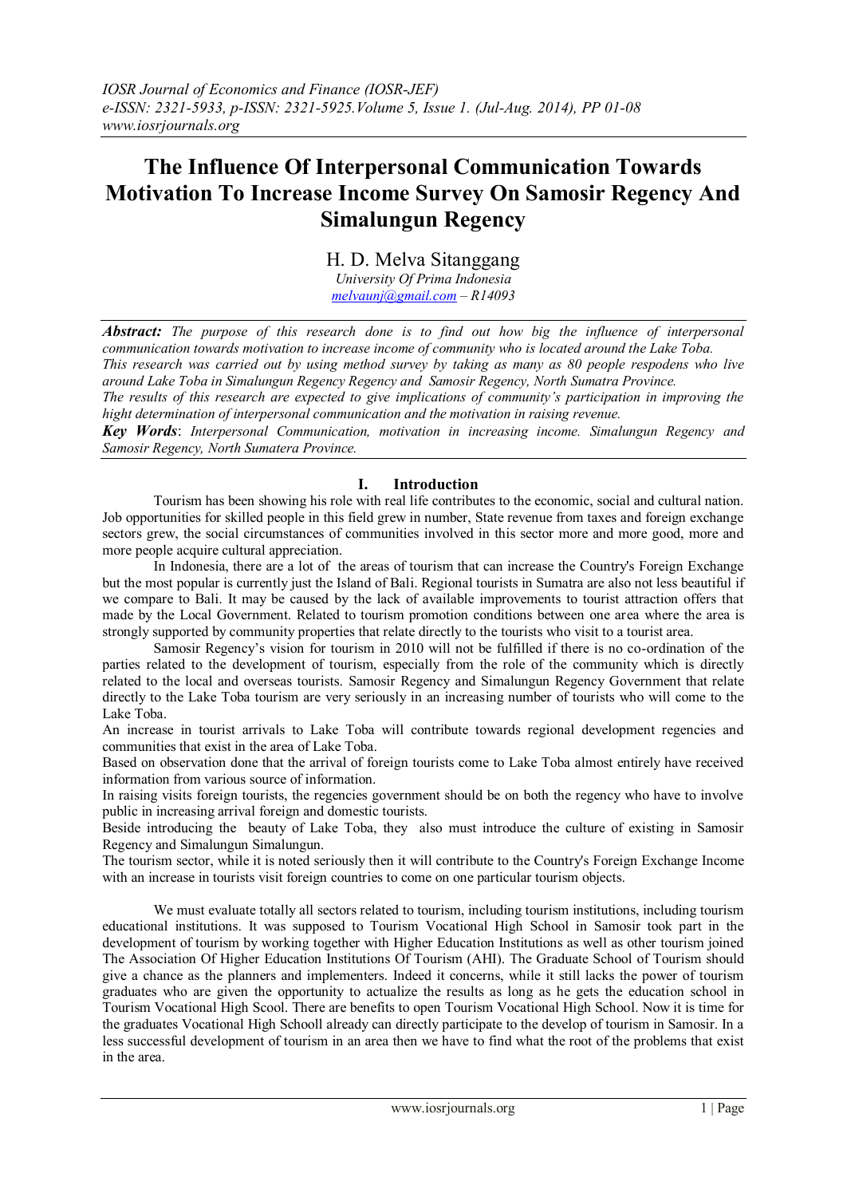# The Influence Of Interpersonal Communication Towards Motivation To Increase Income Survey On Samosir Regency And Simalungun Regency

H. D. Melva Sitanggang

*University Of Prima Indonesia*
*melvaunj@gmail.com – R14093*

***Abstract:*** *The purpose of this research done is to find out how big the influence of interpersonal communication towards motivation to increase income of community who is located around the Lake Toba. This research was carried out by using method survey by taking as many as 80 people respodens who live around Lake Toba in Simalungun Regency Regency and Samosir Regency, North Sumatra Province. The results of this research are expected to give implications of community's participation in improving the hight determination of interpersonal communication and the motivation in raising revenue.*

***Key Words***: *Interpersonal Communication, motivation in increasing income. Simalungun Regency and Samosir Regency, North Sumatera Province.*

## I. Introduction

Tourism has been showing his role with real life contributes to the economic, social and cultural nation. Job opportunities for skilled people in this field grew in number, State revenue from taxes and foreign exchange sectors grew, the social circumstances of communities involved in this sector more and more good, more and more people acquire cultural appreciation.

In Indonesia, there are a lot of the areas of tourism that can increase the Country's Foreign Exchange but the most popular is currently just the Island of Bali. Regional tourists in Sumatra are also not less beautiful if we compare to Bali. It may be caused by the lack of available improvements to tourist attraction offers that made by the Local Government. Related to tourism promotion conditions between one area where the area is strongly supported by community properties that relate directly to the tourists who visit to a tourist area.

Samosir Regency's vision for tourism in 2010 will not be fulfilled if there is no co-ordination of the parties related to the development of tourism, especially from the role of the community which is directly related to the local and overseas tourists. Samosir Regency and Simalungun Regency Government that relate directly to the Lake Toba tourism are very seriously in an increasing number of tourists who will come to the Lake Toba.

An increase in tourist arrivals to Lake Toba will contribute towards regional development regencies and communities that exist in the area of Lake Toba.

Based on observation done that the arrival of foreign tourists come to Lake Toba almost entirely have received information from various source of information.

In raising visits foreign tourists, the regencies government should be on both the regency who have to involve public in increasing arrival foreign and domestic tourists.

Beside introducing the beauty of Lake Toba, they also must introduce the culture of existing in Samosir Regency and Simalungun Simalungun.

The tourism sector, while it is noted seriously then it will contribute to the Country's Foreign Exchange Income with an increase in tourists visit foreign countries to come on one particular tourism objects.

We must evaluate totally all sectors related to tourism, including tourism institutions, including tourism educational institutions. It was supposed to Tourism Vocational High School in Samosir took part in the development of tourism by working together with Higher Education Institutions as well as other tourism joined The Association Of Higher Education Institutions Of Tourism (AHI). The Graduate School of Tourism should give a chance as the planners and implementers. Indeed it concerns, while it still lacks the power of tourism graduates who are given the opportunity to actualize the results as long as he gets the education school in Tourism Vocational High Scool. There are benefits to open Tourism Vocational High School. Now it is time for the graduates Vocational High Schooll already can directly participate to the develop of tourism in Samosir. In a less successful development of tourism in an area then we have to find what the root of the problems that exist in the area.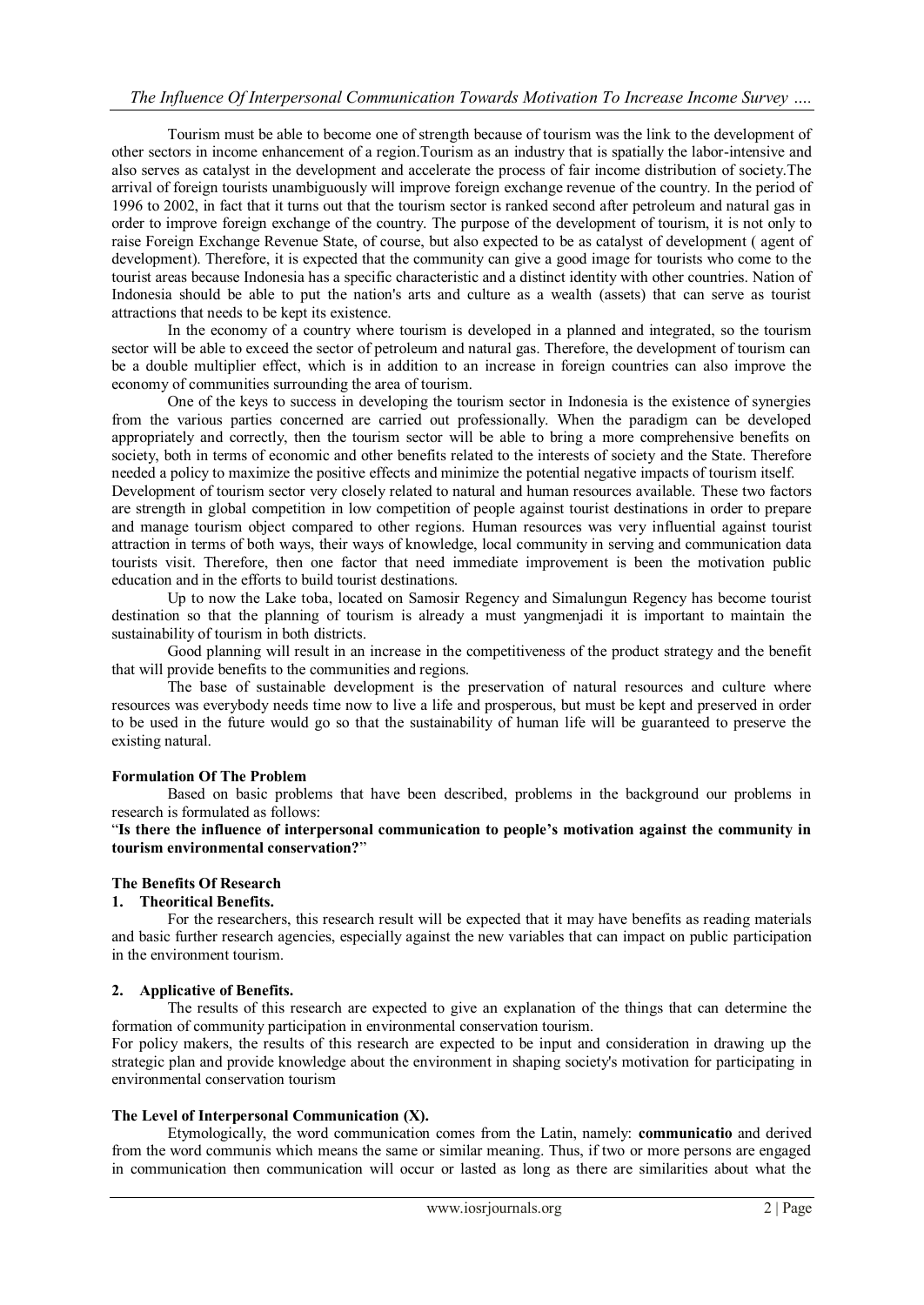Tourism must be able to become one of strength because of tourism was the link to the development of other sectors in income enhancement of a region.Tourism as an industry that is spatially the labor-intensive and also serves as catalyst in the development and accelerate the process of fair income distribution of society.The arrival of foreign tourists unambiguously will improve foreign exchange revenue of the country. In the period of 1996 to 2002, in fact that it turns out that the tourism sector is ranked second after petroleum and natural gas in order to improve foreign exchange of the country. The purpose of the development of tourism, it is not only to raise Foreign Exchange Revenue State, of course, but also expected to be as catalyst of development ( agent of development). Therefore, it is expected that the community can give a good image for tourists who come to the tourist areas because Indonesia has a specific characteristic and a distinct identity with other countries. Nation of Indonesia should be able to put the nation's arts and culture as a wealth (assets) that can serve as tourist attractions that needs to be kept its existence.

In the economy of a country where tourism is developed in a planned and integrated, so the tourism sector will be able to exceed the sector of petroleum and natural gas. Therefore, the development of tourism can be a double multiplier effect, which is in addition to an increase in foreign countries can also improve the economy of communities surrounding the area of tourism.

One of the keys to success in developing the tourism sector in Indonesia is the existence of synergies from the various parties concerned are carried out professionally. When the paradigm can be developed appropriately and correctly, then the tourism sector will be able to bring a more comprehensive benefits on society, both in terms of economic and other benefits related to the interests of society and the State. Therefore needed a policy to maximize the positive effects and minimize the potential negative impacts of tourism itself.

Development of tourism sector very closely related to natural and human resources available. These two factors are strength in global competition in low competition of people against tourist destinations in order to prepare and manage tourism object compared to other regions. Human resources was very influential against tourist attraction in terms of both ways, their ways of knowledge, local community in serving and communication data tourists visit. Therefore, then one factor that need immediate improvement is been the motivation public education and in the efforts to build tourist destinations.

Up to now the Lake toba, located on Samosir Regency and Simalungun Regency has become tourist destination so that the planning of tourism is already a must yangmenjadi it is important to maintain the sustainability of tourism in both districts.

Good planning will result in an increase in the competitiveness of the product strategy and the benefit that will provide benefits to the communities and regions.

The base of sustainable development is the preservation of natural resources and culture where resources was everybody needs time now to live a life and prosperous, but must be kept and preserved in order to be used in the future would go so that the sustainability of human life will be guaranteed to preserve the existing natural.

**Formulation Of The Problem**

Based on basic problems that have been described, problems in the background our problems in research is formulated as follows:

"**Is there the influence of interpersonal communication to people's motivation against the community in tourism environmental conservation?**"

**The Benefits Of Research**

**1. Theoritical Benefits.**

For the researchers, this research result will be expected that it may have benefits as reading materials and basic further research agencies, especially against the new variables that can impact on public participation in the environment tourism.

**2. Applicative of Benefits.**

The results of this research are expected to give an explanation of the things that can determine the formation of community participation in environmental conservation tourism.

For policy makers, the results of this research are expected to be input and consideration in drawing up the strategic plan and provide knowledge about the environment in shaping society's motivation for participating in environmental conservation tourism

**The Level of Interpersonal Communication (X).**

Etymologically, the word communication comes from the Latin, namely: **communicatio** and derived from the word communis which means the same or similar meaning. Thus, if two or more persons are engaged in communication then communication will occur or lasted as long as there are similarities about what the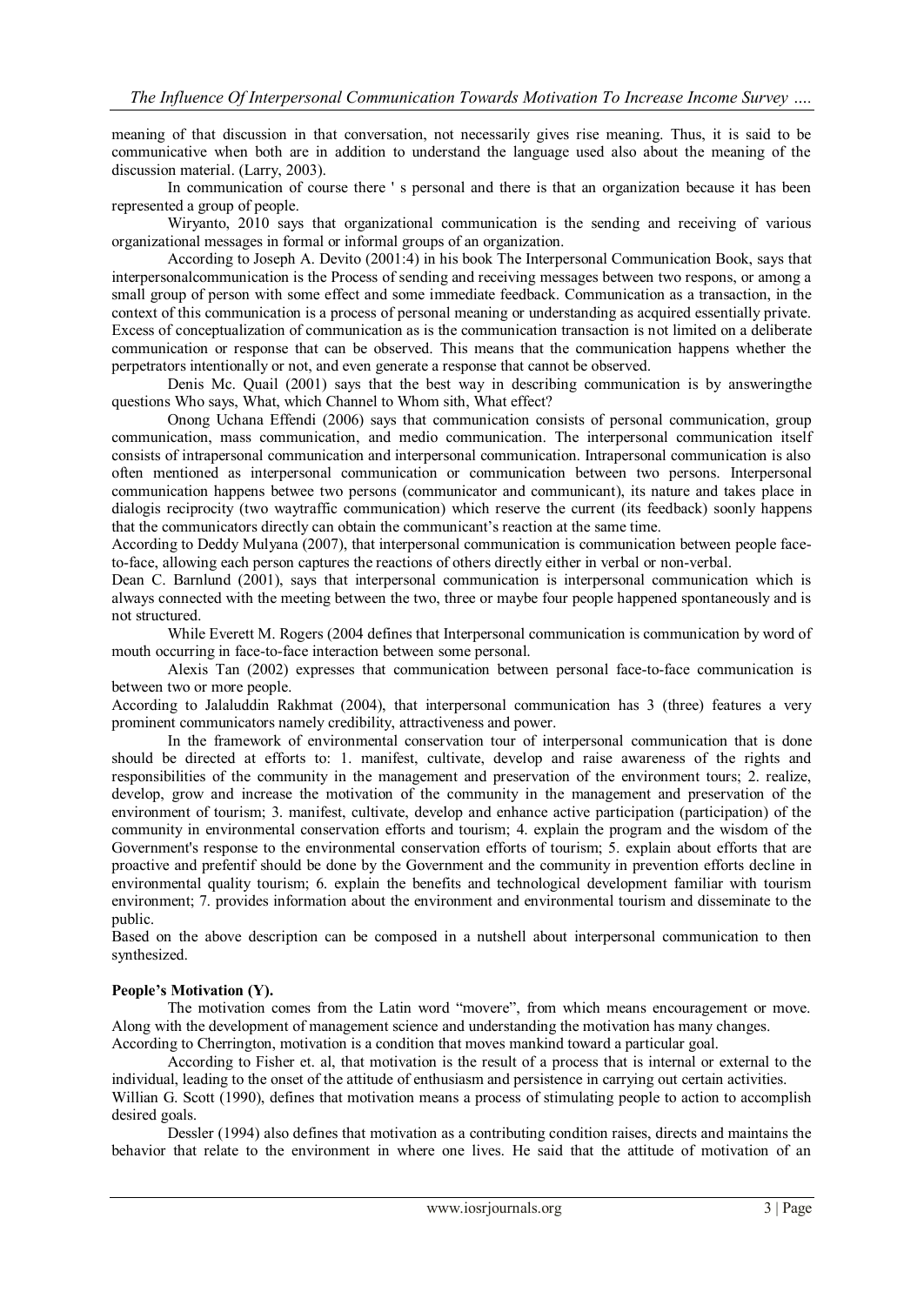meaning of that discussion in that conversation, not necessarily gives rise meaning. Thus, it is said to be communicative when both are in addition to understand the language used also about the meaning of the discussion material. (Larry, 2003).

In communication of course there ' s personal and there is that an organization because it has been represented a group of people.

Wiryanto, 2010 says that organizational communication is the sending and receiving of various organizational messages in formal or informal groups of an organization.

According to Joseph A. Devito (2001:4) in his book The Interpersonal Communication Book, says that interpersonalcommunication is the Process of sending and receiving messages between two respons, or among a small group of person with some effect and some immediate feedback. Communication as a transaction, in the context of this communication is a process of personal meaning or understanding as acquired essentially private. Excess of conceptualization of communication as is the communication transaction is not limited on a deliberate communication or response that can be observed. This means that the communication happens whether the perpetrators intentionally or not, and even generate a response that cannot be observed.

Denis Mc. Quail (2001) says that the best way in describing communication is by answeringthe questions Who says, What, which Channel to Whom sith, What effect?

Onong Uchana Effendi (2006) says that communication consists of personal communication, group communication, mass communication, and medio communication. The interpersonal communication itself consists of intrapersonal communication and interpersonal communication. Intrapersonal communication is also often mentioned as interpersonal communication or communication between two persons. Interpersonal communication happens betwee two persons (communicator and communicant), its nature and takes place in dialogis reciprocity (two waytraffic communication) which reserve the current (its feedback) soonly happens that the communicators directly can obtain the communicant's reaction at the same time.

According to Deddy Mulyana (2007), that interpersonal communication is communication between people face-to-face, allowing each person captures the reactions of others directly either in verbal or non-verbal.

Dean C. Barnlund (2001), says that interpersonal communication is interpersonal communication which is always connected with the meeting between the two, three or maybe four people happened spontaneously and is not structured.

While Everett M. Rogers (2004 defines that Interpersonal communication is communication by word of mouth occurring in face-to-face interaction between some personal.

Alexis Tan (2002) expresses that communication between personal face-to-face communication is between two or more people.

According to Jalaluddin Rakhmat (2004), that interpersonal communication has 3 (three) features a very prominent communicators namely credibility, attractiveness and power.

In the framework of environmental conservation tour of interpersonal communication that is done should be directed at efforts to: 1. manifest, cultivate, develop and raise awareness of the rights and responsibilities of the community in the management and preservation of the environment tours; 2. realize, develop, grow and increase the motivation of the community in the management and preservation of the environment of tourism; 3. manifest, cultivate, develop and enhance active participation (participation) of the community in environmental conservation efforts and tourism; 4. explain the program and the wisdom of the Government's response to the environmental conservation efforts of tourism; 5. explain about efforts that are proactive and prefentif should be done by the Government and the community in prevention efforts decline in environmental quality tourism; 6. explain the benefits and technological development familiar with tourism environment; 7. provides information about the environment and environmental tourism and disseminate to the public.

Based on the above description can be composed in a nutshell about interpersonal communication to then synthesized.

**People's Motivation (Y).**

The motivation comes from the Latin word "movere", from which means encouragement or move. Along with the development of management science and understanding the motivation has many changes.

According to Cherrington, motivation is a condition that moves mankind toward a particular goal.

According to Fisher et. al, that motivation is the result of a process that is internal or external to the individual, leading to the onset of the attitude of enthusiasm and persistence in carrying out certain activities.

Willian G. Scott (1990), defines that motivation means a process of stimulating people to action to accomplish desired goals.

Dessler (1994) also defines that motivation as a contributing condition raises, directs and maintains the behavior that relate to the environment in where one lives. He said that the attitude of motivation of an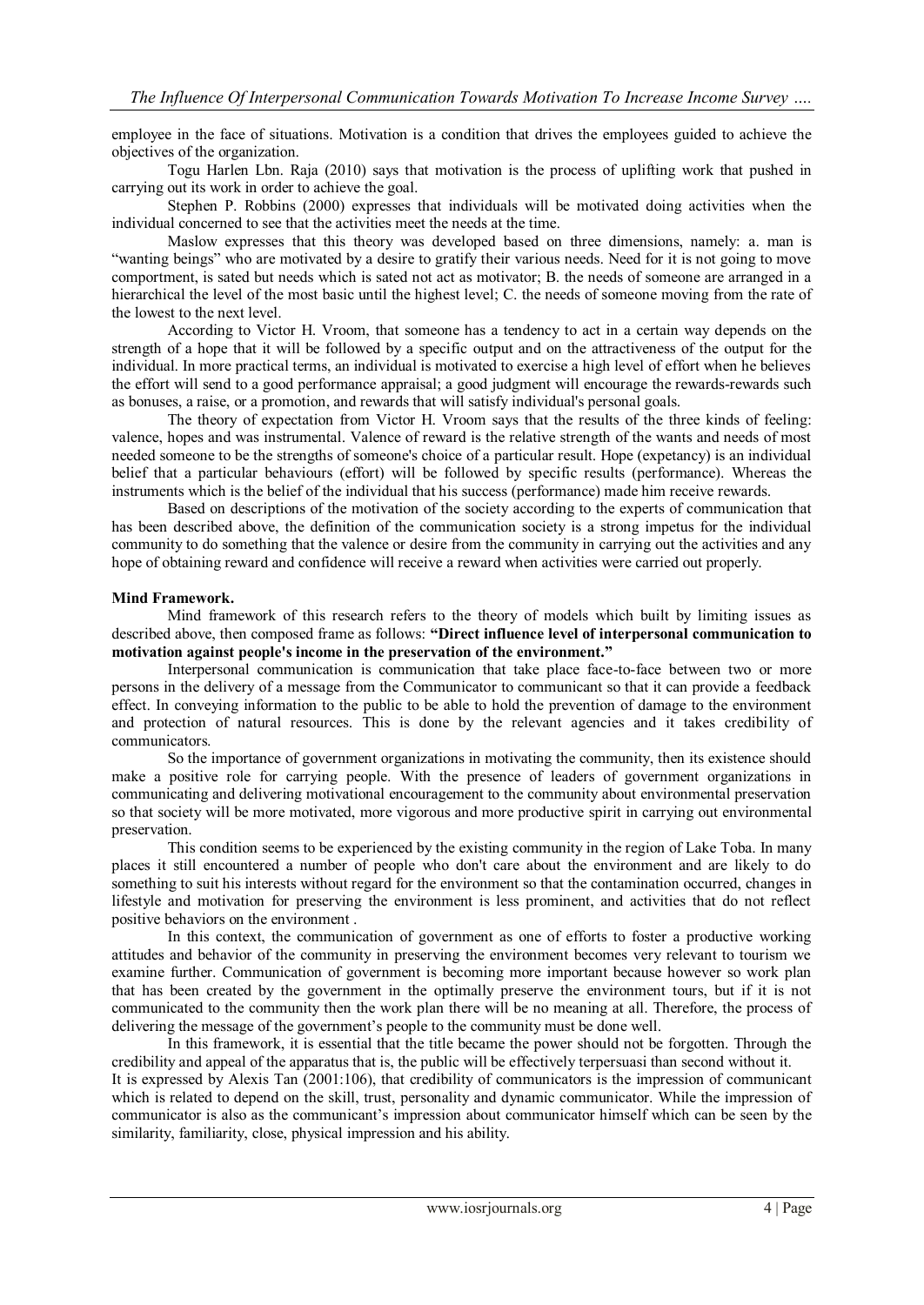employee in the face of situations. Motivation is a condition that drives the employees guided to achieve the objectives of the organization.

Togu Harlen Lbn. Raja (2010) says that motivation is the process of uplifting work that pushed in carrying out its work in order to achieve the goal.

Stephen P. Robbins (2000) expresses that individuals will be motivated doing activities when the individual concerned to see that the activities meet the needs at the time.

Maslow expresses that this theory was developed based on three dimensions, namely: a. man is "wanting beings" who are motivated by a desire to gratify their various needs. Need for it is not going to move comportment, is sated but needs which is sated not act as motivator; B. the needs of someone are arranged in a hierarchical the level of the most basic until the highest level; C. the needs of someone moving from the rate of the lowest to the next level.

According to Victor H. Vroom, that someone has a tendency to act in a certain way depends on the strength of a hope that it will be followed by a specific output and on the attractiveness of the output for the individual. In more practical terms, an individual is motivated to exercise a high level of effort when he believes the effort will send to a good performance appraisal; a good judgment will encourage the rewards-rewards such as bonuses, a raise, or a promotion, and rewards that will satisfy individual's personal goals.

The theory of expectation from Victor H. Vroom says that the results of the three kinds of feeling: valence, hopes and was instrumental. Valence of reward is the relative strength of the wants and needs of most needed someone to be the strengths of someone's choice of a particular result. Hope (expetancy) is an individual belief that a particular behaviours (effort) will be followed by specific results (performance). Whereas the instruments which is the belief of the individual that his success (performance) made him receive rewards.

Based on descriptions of the motivation of the society according to the experts of communication that has been described above, the definition of the communication society is a strong impetus for the individual community to do something that the valence or desire from the community in carrying out the activities and any hope of obtaining reward and confidence will receive a reward when activities were carried out properly.

**Mind Framework.**

Mind framework of this research refers to the theory of models which built by limiting issues as described above, then composed frame as follows: **"Direct influence level of interpersonal communication to motivation against people's income in the preservation of the environment."**

Interpersonal communication is communication that take place face-to-face between two or more persons in the delivery of a message from the Communicator to communicant so that it can provide a feedback effect. In conveying information to the public to be able to hold the prevention of damage to the environment and protection of natural resources. This is done by the relevant agencies and it takes credibility of communicators.

So the importance of government organizations in motivating the community, then its existence should make a positive role for carrying people. With the presence of leaders of government organizations in communicating and delivering motivational encouragement to the community about environmental preservation so that society will be more motivated, more vigorous and more productive spirit in carrying out environmental preservation.

This condition seems to be experienced by the existing community in the region of Lake Toba. In many places it still encountered a number of people who don't care about the environment and are likely to do something to suit his interests without regard for the environment so that the contamination occurred, changes in lifestyle and motivation for preserving the environment is less prominent, and activities that do not reflect positive behaviors on the environment .

In this context, the communication of government as one of efforts to foster a productive working attitudes and behavior of the community in preserving the environment becomes very relevant to tourism we examine further. Communication of government is becoming more important because however so work plan that has been created by the government in the optimally preserve the environment tours, but if it is not communicated to the community then the work plan there will be no meaning at all. Therefore, the process of delivering the message of the government's people to the community must be done well.

In this framework, it is essential that the title became the power should not be forgotten. Through the credibility and appeal of the apparatus that is, the public will be effectively terpersuasi than second without it.
It is expressed by Alexis Tan (2001:106), that credibility of communicators is the impression of communicant which is related to depend on the skill, trust, personality and dynamic communicator. While the impression of communicator is also as the communicant's impression about communicator himself which can be seen by the similarity, familiarity, close, physical impression and his ability.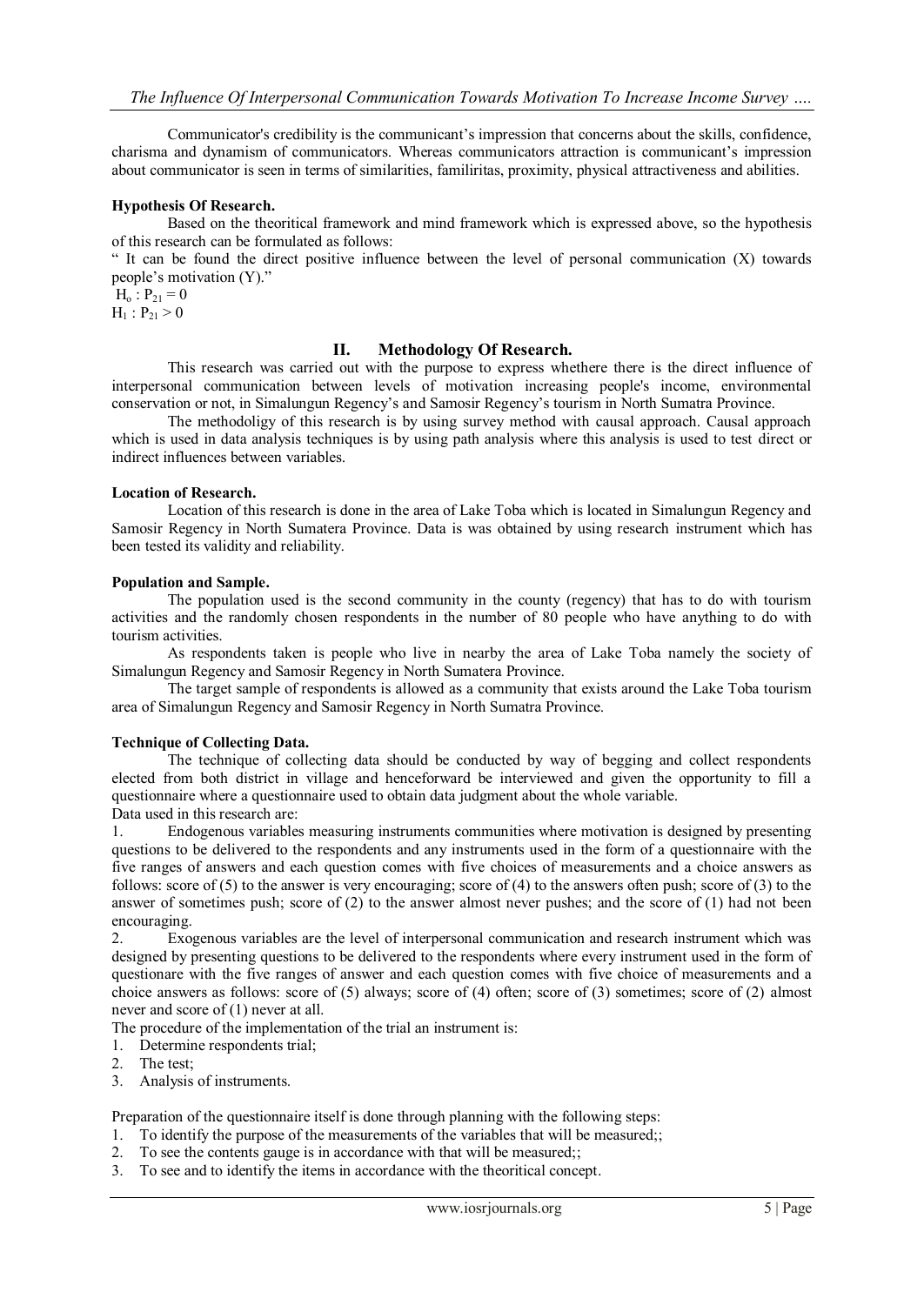Communicator's credibility is the communicant's impression that concerns about the skills, confidence, charisma and dynamism of communicators. Whereas communicators attraction is communicant's impression about communicator is seen in terms of similarities, familiritas, proximity, physical attractiveness and abilities.

**Hypothesis Of Research.**

Based on the theoritical framework and mind framework which is expressed above, so the hypothesis of this research can be formulated as follows:

" It can be found the direct positive influence between the level of personal communication (X) towards people's motivation (Y)."

$H_o : P_{21} = 0$

$H_1 : P_{21} > 0$

## II. Methodology Of Research.

This research was carried out with the purpose to express whethere there is the direct influence of interpersonal communication between levels of motivation increasing people's income, environmental conservation or not, in Simalungun Regency's and Samosir Regency's tourism in North Sumatra Province.

The methodoligy of this research is by using survey method with causal approach. Causal approach which is used in data analysis techniques is by using path analysis where this analysis is used to test direct or indirect influences between variables.

**Location of Research.**

Location of this research is done in the area of Lake Toba which is located in Simalungun Regency and Samosir Regency in North Sumatera Province. Data is was obtained by using research instrument which has been tested its validity and reliability.

**Population and Sample.**

The population used is the second community in the county (regency) that has to do with tourism activities and the randomly chosen respondents in the number of 80 people who have anything to do with tourism activities.

As respondents taken is people who live in nearby the area of Lake Toba namely the society of Simalungun Regency and Samosir Regency in North Sumatera Province.

The target sample of respondents is allowed as a community that exists around the Lake Toba tourism area of Simalungun Regency and Samosir Regency in North Sumatra Province.

**Technique of Collecting Data.**

The technique of collecting data should be conducted by way of begging and collect respondents elected from both district in village and henceforward be interviewed and given the opportunity to fill a questionnaire where a questionnaire used to obtain data judgment about the whole variable.

Data used in this research are:

1. Endogenous variables measuring instruments communities where motivation is designed by presenting questions to be delivered to the respondents and any instruments used in the form of a questionnaire with the five ranges of answers and each question comes with five choices of measurements and a choice answers as follows: score of (5) to the answer is very encouraging; score of (4) to the answers often push; score of (3) to the answer of sometimes push; score of (2) to the answer almost never pushes; and the score of (1) had not been encouraging.
2. Exogenous variables are the level of interpersonal communication and research instrument which was designed by presenting questions to be delivered to the respondents where every instrument used in the form of questionare with the five ranges of answer and each question comes with five choice of measurements and a choice answers as follows: score of (5) always; score of (4) often; score of (3) sometimes; score of (2) almost never and score of (1) never at all.

The procedure of the implementation of the trial an instrument is:

1. Determine respondents trial;
2. The test;
3. Analysis of instruments.

Preparation of the questionnaire itself is done through planning with the following steps:

1. To identify the purpose of the measurements of the variables that will be measured;;
2. To see the contents gauge is in accordance with that will be measured;;
3. To see and to identify the items in accordance with the theoritical concept.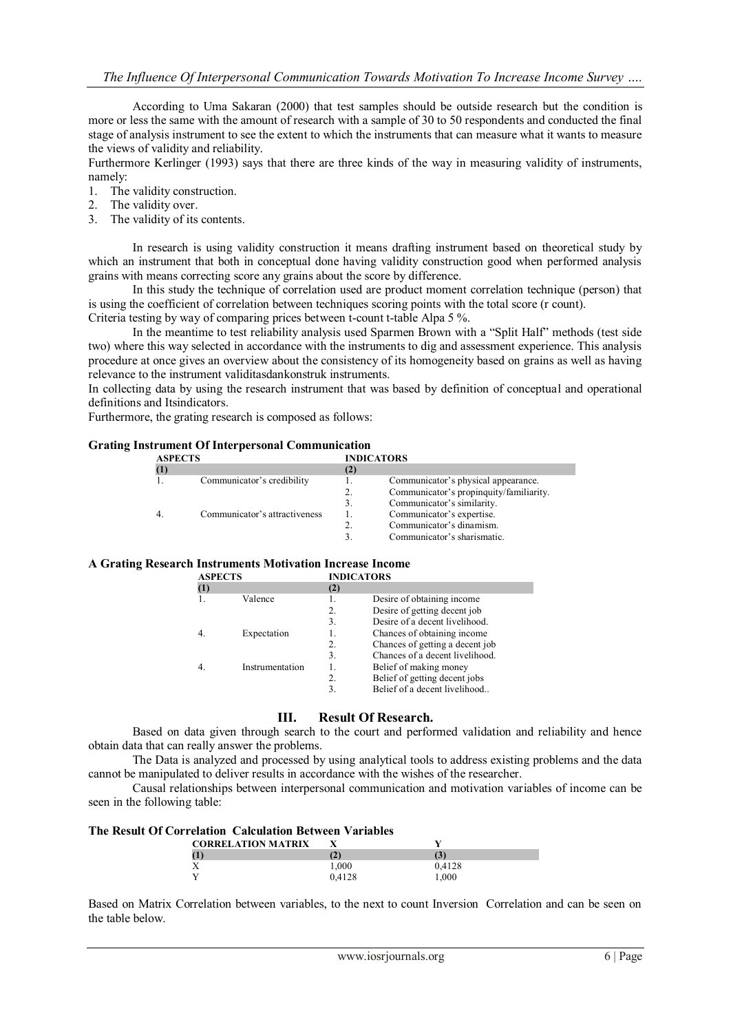According to Uma Sakaran (2000) that test samples should be outside research but the condition is more or less the same with the amount of research with a sample of 30 to 50 respondents and conducted the final stage of analysis instrument to see the extent to which the instruments that can measure what it wants to measure the views of validity and reliability.

Furthermore Kerlinger (1993) says that there are three kinds of the way in measuring validity of instruments, namely:

1. The validity construction.
2. The validity over.
3. The validity of its contents.

In research is using validity construction it means drafting instrument based on theoretical study by which an instrument that both in conceptual done having validity construction good when performed analysis grains with means correcting score any grains about the score by difference.

In this study the technique of correlation used are product moment correlation technique (person) that is using the coefficient of correlation between techniques scoring points with the total score (r count).

Criteria testing by way of comparing prices between t-count t-table Alpa 5 %.

In the meantime to test reliability analysis used Sparmen Brown with a "Split Half" methods (test side two) where this way selected in accordance with the instruments to dig and assessment experience. This analysis procedure at once gives an overview about the consistency of its homogeneity based on grains as well as having relevance to the instrument validitasdankonstruk instruments.

In collecting data by using the research instrument that was based by definition of conceptual and operational definitions and Itsindicators.

Furthermore, the grating research is composed as follows:

**Grating Instrument Of Interpersonal Communication**

| ASPECTS | | INDICATORS | |
|---|---|---|---|
| (1) | | (2) | |
| 1. | Communicator's credibility | 1. | Communicator's physical appearance. |
| | | 2. | Communicator's propinquity/familiarity. |
| | | 3. | Communicator's similarity. |
| 4. | Communicator's attractiveness | 1. | Communicator's expertise. |
| | | 2. | Communicator's dinamism. |
| | | 3. | Communicator's sharismatic. |

**A Grating Research Instruments Motivation Increase Income**

| ASPECTS | | INDICATORS | |
|---|---|---|---|
| (1) | | (2) | |
| 1. | Valence | 1. | Desire of obtaining income |
| | | 2. | Desire of getting decent job |
| | | 3. | Desire of a decent livelihood. |
| 4. | Expectation | 1. | Chances of obtaining income |
| | | 2. | Chances of getting a decent job |
| | | 3. | Chances of a decent livelihood. |
| 4. | Instrumentation | 1. | Belief of making money |
| | | 2. | Belief of getting decent jobs |
| | | 3. | Belief of a decent livelihood.. |

## III. Result Of Research.

Based on data given through search to the court and performed validation and reliability and hence obtain data that can really answer the problems.

The Data is analyzed and processed by using analytical tools to address existing problems and the data cannot be manipulated to deliver results in accordance with the wishes of the researcher.

Causal relationships between interpersonal communication and motivation variables of income can be seen in the following table:

**The Result Of Correlation Calculation Between Variables**

| CORRELATION MATRIX | X | Y |
|---|---|---|
| (1) | (2) | (3) |
| X | 1,000 | 0,4128 |
| Y | 0,4128 | 1,000 |

Based on Matrix Correlation between variables, to the next to count Inversion Correlation and can be seen on the table below.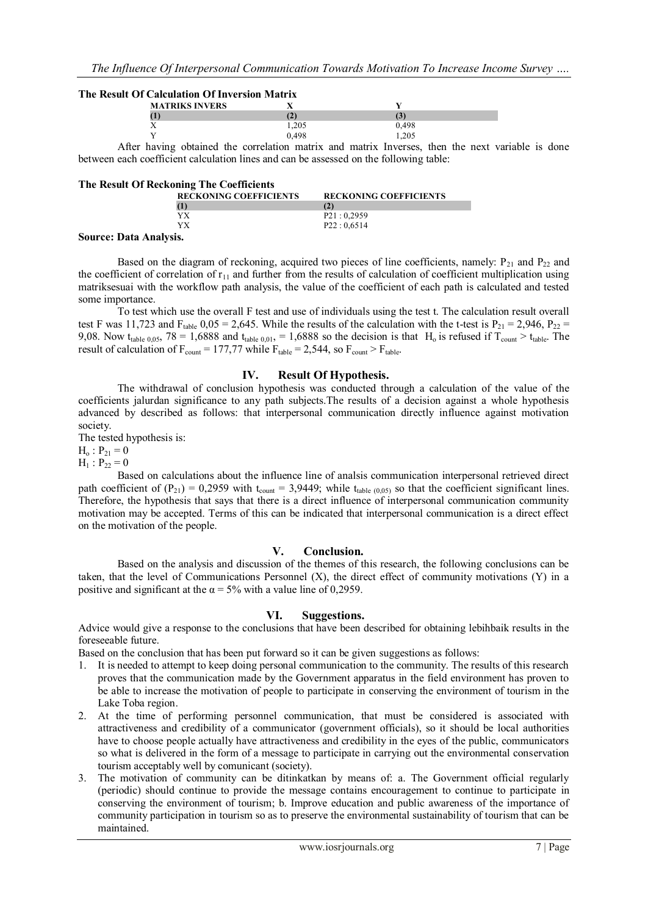**The Result Of Calculation Of Inversion Matrix**

| MATRIKS INVERS | X | Y |
|---|---|---|
| (1) | (2) | (3) |
| X | 1,205 | 0,498 |
| Y | 0,498 | 1,205 |

After having obtained the correlation matrix and matrix Inverses, then the next variable is done between each coefficient calculation lines and can be assessed on the following table:

**The Result Of Reckoning The Coefficients**

| RECKONING COEFFICIENTS | RECKONING COEFFICIENTS |
|---|---|
| (1) | (2) |
| YX | P21 : 0,2959 |
| YX | P22 : 0,6514 |

**Source: Data Analysis.**

Based on the diagram of reckoning, acquired two pieces of line coefficients, namely: $P_{21}$ and $P_{22}$ and the coefficient of correlation of $r_{11}$ and further from the results of calculation of coefficient multiplication using matriksesuai with the workflow path analysis, the value of the coefficient of each path is calculated and tested some importance.

To test which use the overall F test and use of individuals using the test t. The calculation result overall test F was 11,723 and $F_{table}$ 0,05 = 2,645. While the results of the calculation with the t-test is $P_{21}$ = 2,946, $P_{22}$ = 9,08. Now $t_{table\ 0,05}$, 78 = 1,6888 and $t_{table\ 0,01}$, = 1,6888 so the decision is that $H_o$ is refused if $T_{count} > t_{table}$. The result of calculation of $F_{count}$ = 177,77 while $F_{table}$ = 2,544, so $F_{count} > F_{table}$.

## IV. Result Of Hypothesis.

The withdrawal of conclusion hypothesis was conducted through a calculation of the value of the coefficients jalurdan significance to any path subjects.The results of a decision against a whole hypothesis advanced by described as follows: that interpersonal communication directly influence against motivation society.

The tested hypothesis is:

$H_o : P_{21} = 0$

$H_1 : P_{22} = 0$

Based on calculations about the influence line of analsis communication interpersonal retrieved direct path coefficient of ($P_{21}$) = 0,2959 with $t_{count}$ = 3,9449; while $t_{table\ (0,05)}$ so that the coefficient significant lines. Therefore, the hypothesis that says that there is a direct influence of interpersonal communication community motivation may be accepted. Terms of this can be indicated that interpersonal communication is a direct effect on the motivation of the people.

## V. Conclusion.

Based on the analysis and discussion of the themes of this research, the following conclusions can be taken, that the level of Communications Personnel (X), the direct effect of community motivations (Y) in a positive and significant at the $\alpha = 5\%$ with a value line of 0,2959.

## VI. Suggestions.

Advice would give a response to the conclusions that have been described for obtaining lebihbaik results in the foreseeable future.

Based on the conclusion that has been put forward so it can be given suggestions as follows:

1. It is needed to attempt to keep doing personal communication to the community. The results of this research proves that the communication made by the Government apparatus in the field environment has proven to be able to increase the motivation of people to participate in conserving the environment of tourism in the Lake Toba region.
2. At the time of performing personnel communication, that must be considered is associated with attractiveness and credibility of a communicator (government officials), so it should be local authorities have to choose people actually have attractiveness and credibility in the eyes of the public, communicators so what is delivered in the form of a message to participate in carrying out the environmental conservation tourism acceptably well by comunicant (society).
3. The motivation of community can be ditinkatkan by means of: a. The Government official regularly (periodic) should continue to provide the message contains encouragement to continue to participate in conserving the environment of tourism; b. Improve education and public awareness of the importance of community participation in tourism so as to preserve the environmental sustainability of tourism that can be maintained.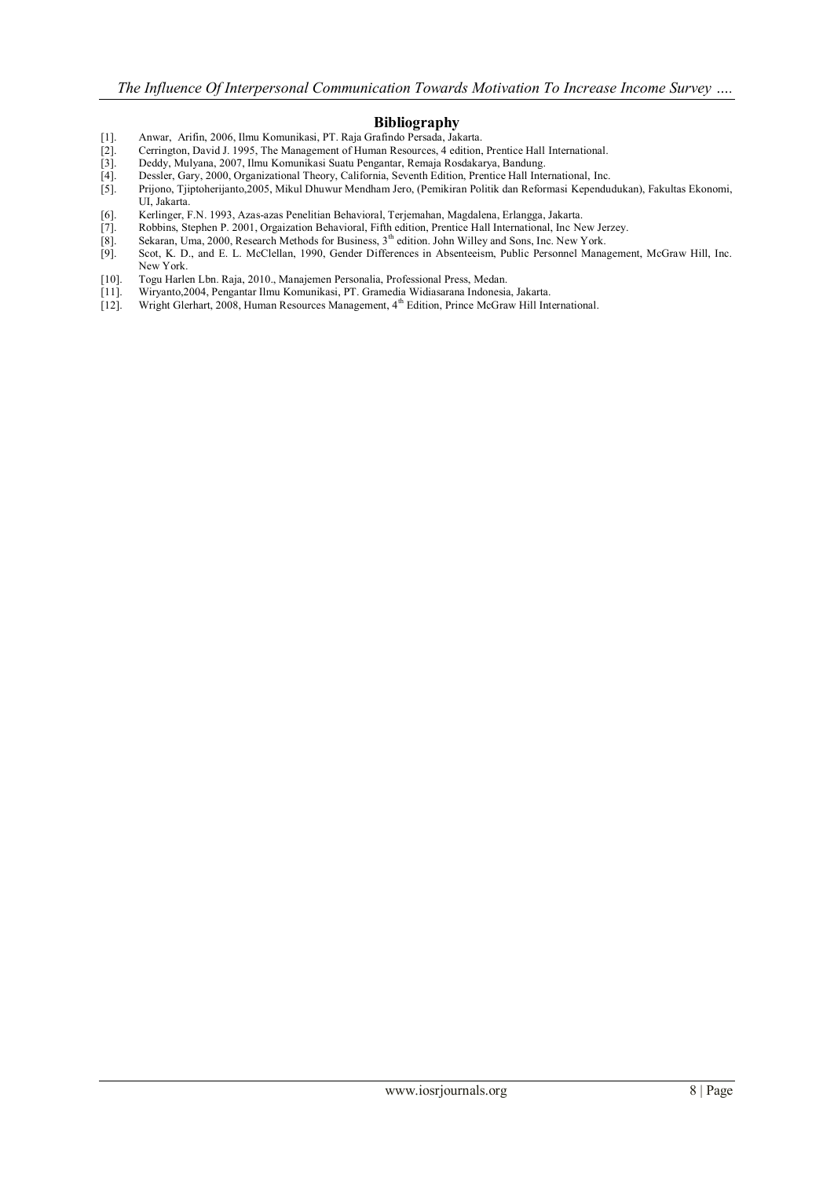## Bibliography

[1]. Anwar, Arifin, 2006, Ilmu Komunikasi, PT. Raja Grafindo Persada, Jakarta.
[2]. Cerrington, David J. 1995, The Management of Human Resources, 4 edition, Prentice Hall International.
[3]. Deddy, Mulyana, 2007, Ilmu Komunikasi Suatu Pengantar, Remaja Rosdakarya, Bandung.
[4]. Dessler, Gary, 2000, Organizational Theory, California, Seventh Edition, Prentice Hall International, Inc.
[5]. Prijono, Tjiptoherijanto,2005, Mikul Dhuwur Mendham Jero, (Pemikiran Politik dan Reformasi Kependudukan), Fakultas Ekonomi, UI, Jakarta.
[6]. Kerlinger, F.N. 1993, Azas-azas Penelitian Behavioral, Terjemahan, Magdalena, Erlangga, Jakarta.
[7]. Robbins, Stephen P. 2001, Orgaization Behavioral, Fifth edition, Prentice Hall International, Inc New Jerzey.
[8]. Sekaran, Uma, 2000, Research Methods for Business, 3th edition. John Willey and Sons, Inc. New York.
[9]. Scot, K. D., and E. L. McClellan, 1990, Gender Differences in Absenteeism, Public Personnel Management, McGraw Hill, Inc. New York.
[10]. Togu Harlen Lbn. Raja, 2010., Manajemen Personalia, Professional Press, Medan.
[11]. Wiryanto,2004, Pengantar Ilmu Komunikasi, PT. Gramedia Widiasarana Indonesia, Jakarta.
[12]. Wright Glerhart, 2008, Human Resources Management, 4th Edition, Prince McGraw Hill International.